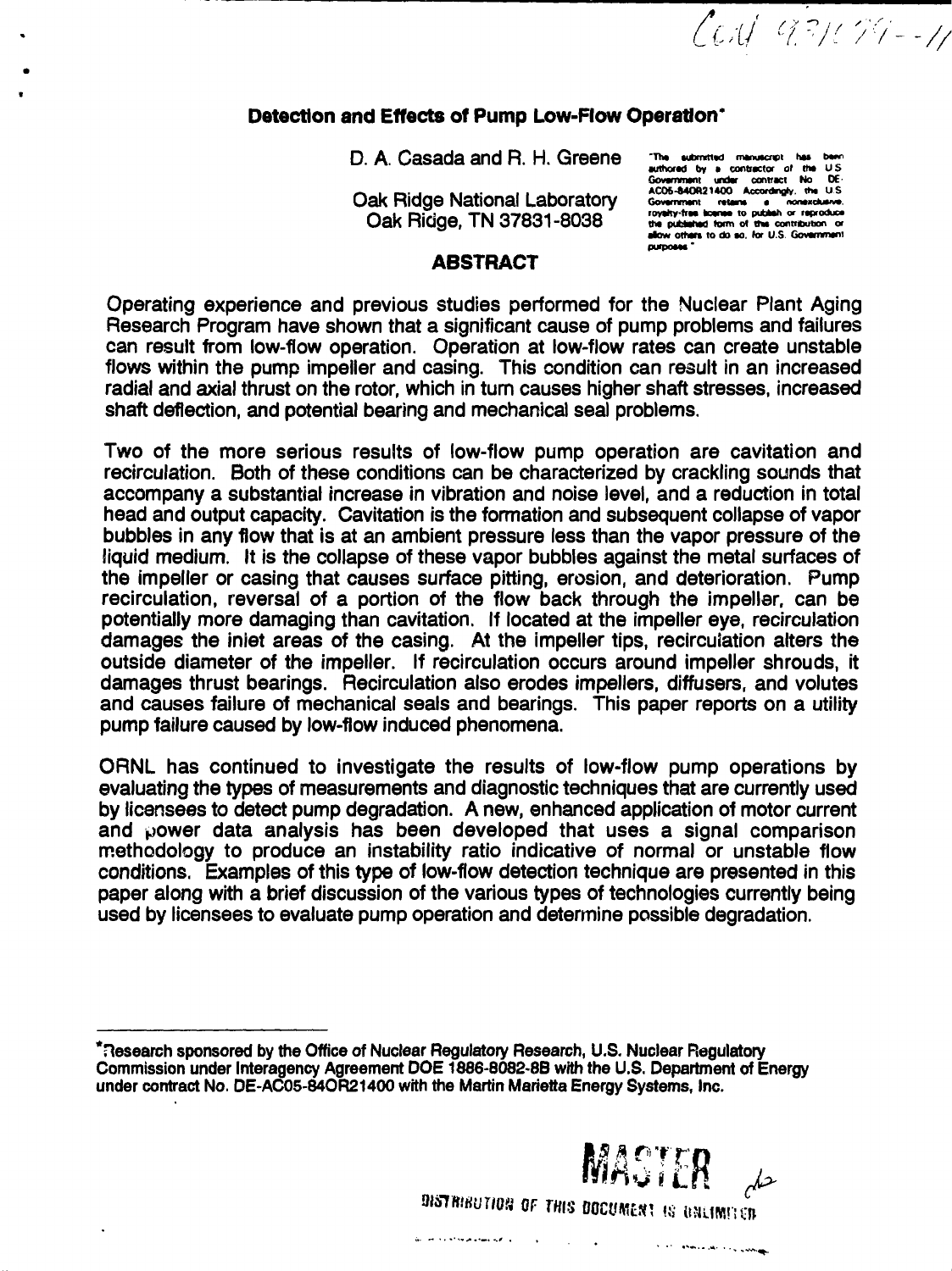CONF 931079--11

# Detection and Effects of Pump Low-Flow Operation*

D. A. Casada and R. H. Greene

Oak Ridge National Laboratory
Oak Ridge, TN 37831-8038

"The submitted manuscript has been authored by a contractor of the U.S. Government under contract No. DE-AC05-84OR21400. Accordingly, the U.S. Government retains a nonexclusive, royalty-free license to publish or reproduce the published form of this contribution, or allow others to do so, for U.S. Government purposes."

## ABSTRACT

Operating experience and previous studies performed for the Nuclear Plant Aging Research Program have shown that a significant cause of pump problems and failures can result from low-flow operation. Operation at low-flow rates can create unstable flows within the pump impeller and casing. This condition can result in an increased radial and axial thrust on the rotor, which in turn causes higher shaft stresses, increased shaft deflection, and potential bearing and mechanical seal problems.

Two of the more serious results of low-flow pump operation are cavitation and recirculation. Both of these conditions can be characterized by crackling sounds that accompany a substantial increase in vibration and noise level, and a reduction in total head and output capacity. Cavitation is the formation and subsequent collapse of vapor bubbles in any flow that is at an ambient pressure less than the vapor pressure of the liquid medium. It is the collapse of these vapor bubbles against the metal surfaces of the impeller or casing that causes surface pitting, erosion, and deterioration. Pump recirculation, reversal of a portion of the flow back through the impeller, can be potentially more damaging than cavitation. If located at the impeller eye, recirculation damages the inlet areas of the casing. At the impeller tips, recirculation alters the outside diameter of the impeller. If recirculation occurs around impeller shrouds, it damages thrust bearings. Recirculation also erodes impellers, diffusers, and volutes and causes failure of mechanical seals and bearings. This paper reports on a utility pump failure caused by low-flow induced phenomena.

ORNL has continued to investigate the results of low-flow pump operations by evaluating the types of measurements and diagnostic techniques that are currently used by licensees to detect pump degradation. A new, enhanced application of motor current and power data analysis has been developed that uses a signal comparison methodology to produce an instability ratio indicative of normal or unstable flow conditions. Examples of this type of low-flow detection technique are presented in this paper along with a brief discussion of the various types of technologies currently being used by licensees to evaluate pump operation and determine possible degradation.

---

*Research sponsored by the Office of Nuclear Regulatory Research, U.S. Nuclear Regulatory Commission under Interagency Agreement DOE 1886-8082-8B with the U.S. Department of Energy under contract No. DE-AC05-84OR21400 with the Martin Marietta Energy Systems, Inc.

MASTER

DISTRIBUTION OF THIS DOCUMENT IS UNLIMITED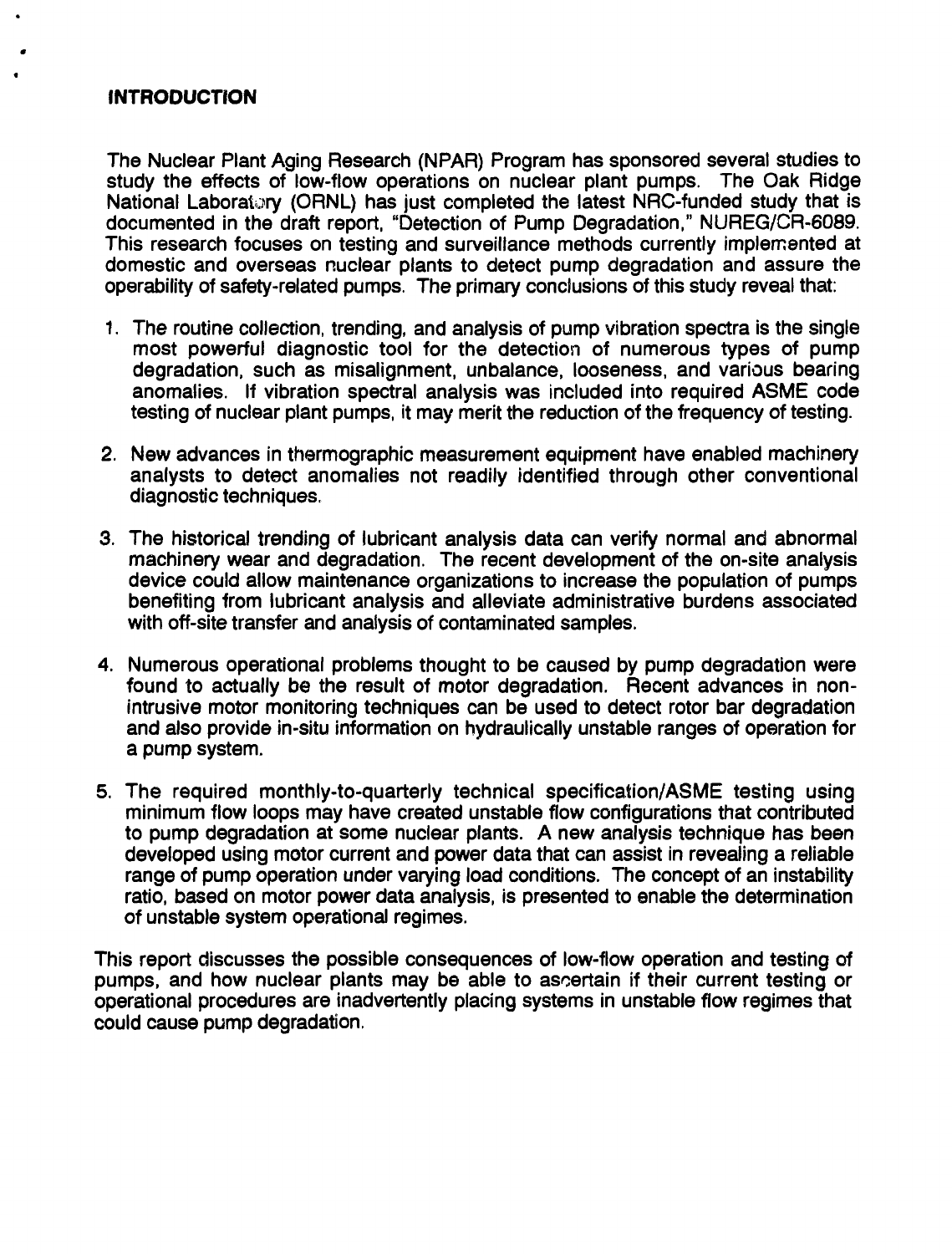## INTRODUCTION

The Nuclear Plant Aging Research (NPAR) Program has sponsored several studies to study the effects of low-flow operations on nuclear plant pumps. The Oak Ridge National Laboratory (ORNL) has just completed the latest NRC-funded study that is documented in the draft report, "Detection of Pump Degradation," NUREG/CR-6089. This research focuses on testing and surveillance methods currently implemented at domestic and overseas nuclear plants to detect pump degradation and assure the operability of safety-related pumps. The primary conclusions of this study reveal that:

1. The routine collection, trending, and analysis of pump vibration spectra is the single most powerful diagnostic tool for the detection of numerous types of pump degradation, such as misalignment, unbalance, looseness, and various bearing anomalies. If vibration spectral analysis was included into required ASME code testing of nuclear plant pumps, it may merit the reduction of the frequency of testing.

2. New advances in thermographic measurement equipment have enabled machinery analysts to detect anomalies not readily identified through other conventional diagnostic techniques.

3. The historical trending of lubricant analysis data can verify normal and abnormal machinery wear and degradation. The recent development of the on-site analysis device could allow maintenance organizations to increase the population of pumps benefiting from lubricant analysis and alleviate administrative burdens associated with off-site transfer and analysis of contaminated samples.

4. Numerous operational problems thought to be caused by pump degradation were found to actually be the result of motor degradation. Recent advances in non-intrusive motor monitoring techniques can be used to detect rotor bar degradation and also provide in-situ information on hydraulically unstable ranges of operation for a pump system.

5. The required monthly-to-quarterly technical specification/ASME testing using minimum flow loops may have created unstable flow configurations that contributed to pump degradation at some nuclear plants. A new analysis technique has been developed using motor current and power data that can assist in revealing a reliable range of pump operation under varying load conditions. The concept of an instability ratio, based on motor power data analysis, is presented to enable the determination of unstable system operational regimes.

This report discusses the possible consequences of low-flow operation and testing of pumps, and how nuclear plants may be able to ascertain if their current testing or operational procedures are inadvertently placing systems in unstable flow regimes that could cause pump degradation.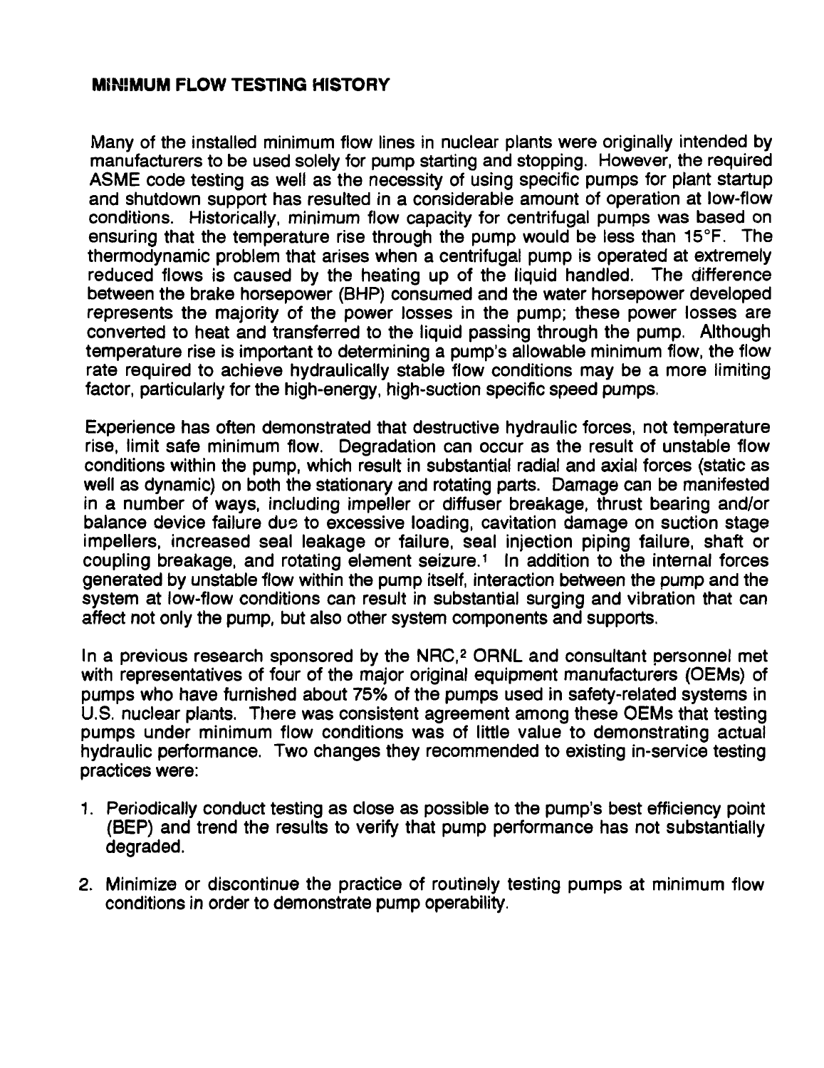## MINIMUM FLOW TESTING HISTORY

Many of the installed minimum flow lines in nuclear plants were originally intended by manufacturers to be used solely for pump starting and stopping. However, the required ASME code testing as well as the necessity of using specific pumps for plant startup and shutdown support has resulted in a considerable amount of operation at low-flow conditions. Historically, minimum flow capacity for centrifugal pumps was based on ensuring that the temperature rise through the pump would be less than 15°F. The thermodynamic problem that arises when a centrifugal pump is operated at extremely reduced flows is caused by the heating up of the liquid handled. The difference between the brake horsepower (BHP) consumed and the water horsepower developed represents the majority of the power losses in the pump; these power losses are converted to heat and transferred to the liquid passing through the pump. Although temperature rise is important to determining a pump's allowable minimum flow, the flow rate required to achieve hydraulically stable flow conditions may be a more limiting factor, particularly for the high-energy, high-suction specific speed pumps.

Experience has often demonstrated that destructive hydraulic forces, not temperature rise, limit safe minimum flow. Degradation can occur as the result of unstable flow conditions within the pump, which result in substantial radial and axial forces (static as well as dynamic) on both the stationary and rotating parts. Damage can be manifested in a number of ways, including impeller or diffuser breakage, thrust bearing and/or balance device failure due to excessive loading, cavitation damage on suction stage impellers, increased seal leakage or failure, seal injection piping failure, shaft or coupling breakage, and rotating element seizure.[1] In addition to the internal forces generated by unstable flow within the pump itself, interaction between the pump and the system at low-flow conditions can result in substantial surging and vibration that can affect not only the pump, but also other system components and supports.

In a previous research sponsored by the NRC,[2] ORNL and consultant personnel met with representatives of four of the major original equipment manufacturers (OEMs) of pumps who have furnished about 75% of the pumps used in safety-related systems in U.S. nuclear plants. There was consistent agreement among these OEMs that testing pumps under minimum flow conditions was of little value to demonstrating actual hydraulic performance. Two changes they recommended to existing in-service testing practices were:

1. Periodically conduct testing as close as possible to the pump's best efficiency point (BEP) and trend the results to verify that pump performance has not substantially degraded.
2. Minimize or discontinue the practice of routinely testing pumps at minimum flow conditions in order to demonstrate pump operability.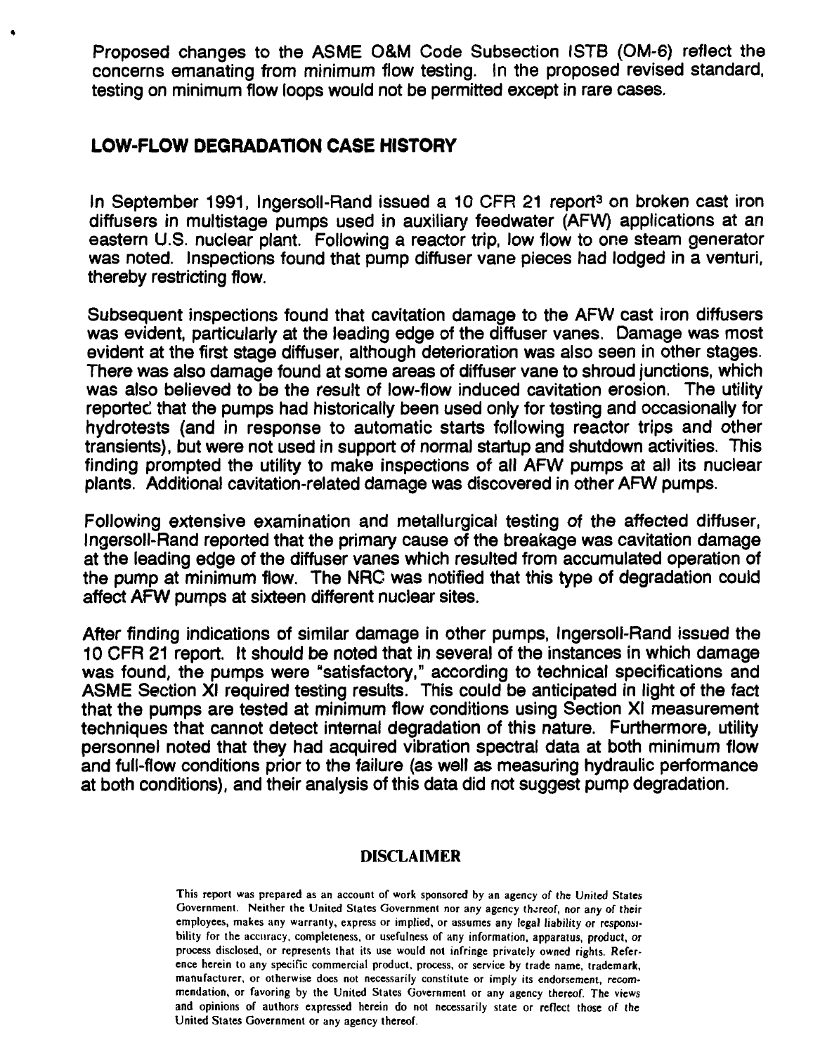Proposed changes to the ASME O&M Code Subsection ISTB (OM-6) reflect the concerns emanating from minimum flow testing. In the proposed revised standard, testing on minimum flow loops would not be permitted except in rare cases.

## LOW-FLOW DEGRADATION CASE HISTORY

In September 1991, Ingersoll-Rand issued a 10 CFR 21 report[3] on broken cast iron diffusers in multistage pumps used in auxiliary feedwater (AFW) applications at an eastern U.S. nuclear plant. Following a reactor trip, low flow to one steam generator was noted. Inspections found that pump diffuser vane pieces had lodged in a venturi, thereby restricting flow.

Subsequent inspections found that cavitation damage to the AFW cast iron diffusers was evident, particularly at the leading edge of the diffuser vanes. Damage was most evident at the first stage diffuser, although deterioration was also seen in other stages. There was also damage found at some areas of diffuser vane to shroud junctions, which was also believed to be the result of low-flow induced cavitation erosion. The utility reported that the pumps had historically been used only for testing and occasionally for hydrotests (and in response to automatic starts following reactor trips and other transients), but were not used in support of normal startup and shutdown activities. This finding prompted the utility to make inspections of all AFW pumps at all its nuclear plants. Additional cavitation-related damage was discovered in other AFW pumps.

Following extensive examination and metallurgical testing of the affected diffuser, Ingersoll-Rand reported that the primary cause of the breakage was cavitation damage at the leading edge of the diffuser vanes which resulted from accumulated operation of the pump at minimum flow. The NRC was notified that this type of degradation could affect AFW pumps at sixteen different nuclear sites.

After finding indications of similar damage in other pumps, Ingersoll-Rand issued the 10 CFR 21 report. It should be noted that in several of the instances in which damage was found, the pumps were "satisfactory," according to technical specifications and ASME Section XI required testing results. This could be anticipated in light of the fact that the pumps are tested at minimum flow conditions using Section XI measurement techniques that cannot detect internal degradation of this nature. Furthermore, utility personnel noted that they had acquired vibration spectral data at both minimum flow and full-flow conditions prior to the failure (as well as measuring hydraulic performance at both conditions), and their analysis of this data did not suggest pump degradation.

### DISCLAIMER

This report was prepared as an account of work sponsored by an agency of the United States Government. Neither the United States Government nor any agency thereof, nor any of their employees, makes any warranty, express or implied, or assumes any legal liability or responsibility for the accuracy, completeness, or usefulness of any information, apparatus, product, or process disclosed, or represents that its use would not infringe privately owned rights. Reference herein to any specific commercial product, process, or service by trade name, trademark, manufacturer, or otherwise does not necessarily constitute or imply its endorsement, recommendation, or favoring by the United States Government or any agency thereof. The views and opinions of authors expressed herein do not necessarily state or reflect those of the United States Government or any agency thereof.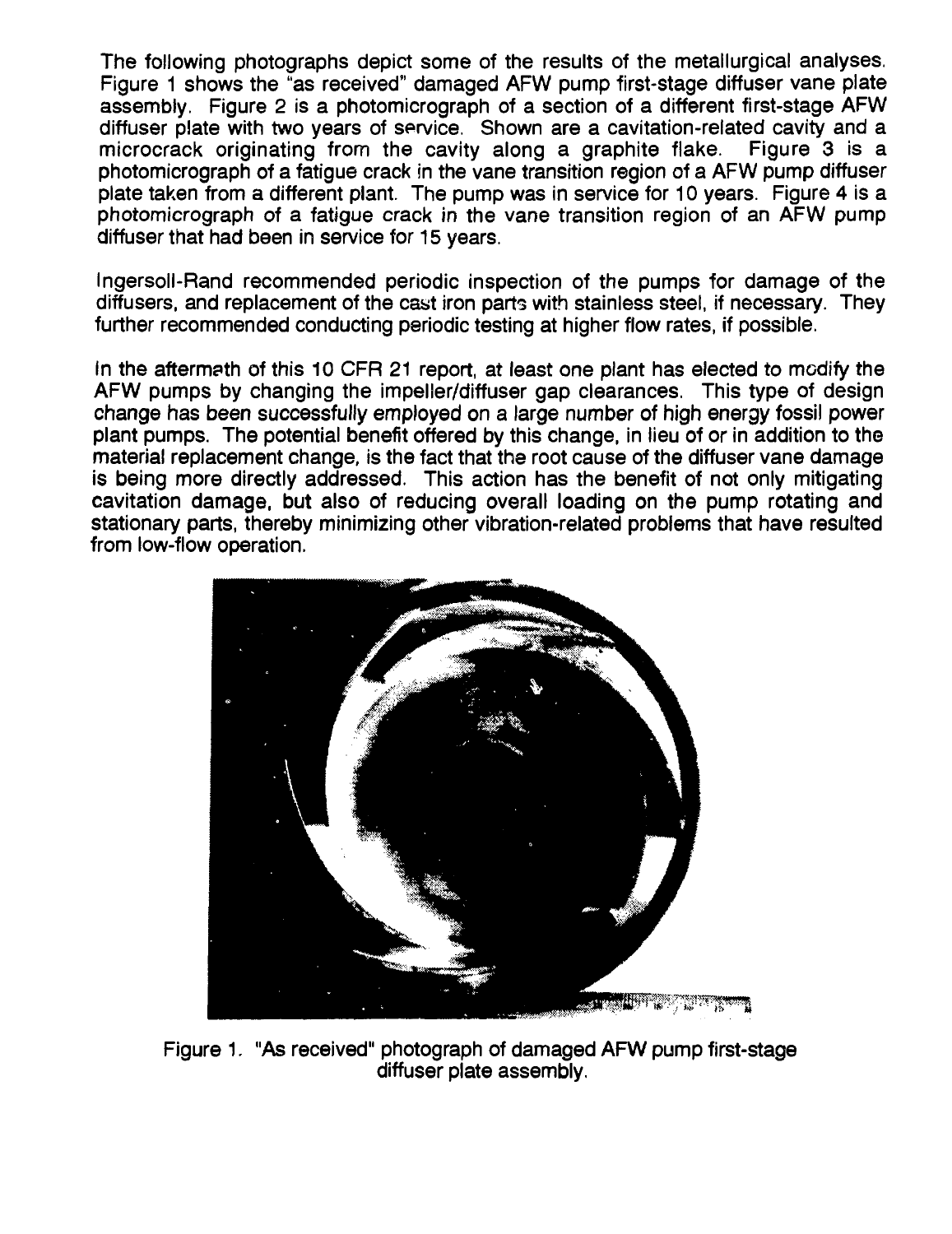The following photographs depict some of the results of the metallurgical analyses. Figure 1 shows the "as received" damaged AFW pump first-stage diffuser vane plate assembly. Figure 2 is a photomicrograph of a section of a different first-stage AFW diffuser plate with two years of service. Shown are a cavitation-related cavity and a microcrack originating from the cavity along a graphite flake. Figure 3 is a photomicrograph of a fatigue crack in the vane transition region of a AFW pump diffuser plate taken from a different plant. The pump was in service for 10 years. Figure 4 is a photomicrograph of a fatigue crack in the vane transition region of an AFW pump diffuser that had been in service for 15 years.

Ingersoll-Rand recommended periodic inspection of the pumps for damage of the diffusers, and replacement of the cast iron parts with stainless steel, if necessary. They further recommended conducting periodic testing at higher flow rates, if possible.

In the aftermath of this 10 CFR 21 report, at least one plant has elected to modify the AFW pumps by changing the impeller/diffuser gap clearances. This type of design change has been successfully employed on a large number of high energy fossil power plant pumps. The potential benefit offered by this change, in lieu of or in addition to the material replacement change, is the fact that the root cause of the diffuser vane damage is being more directly addressed. This action has the benefit of not only mitigating cavitation damage, but also of reducing overall loading on the pump rotating and stationary parts, thereby minimizing other vibration-related problems that have resulted from low-flow operation.

Figure 1. "As received" photograph of damaged AFW pump first-stage diffuser plate assembly.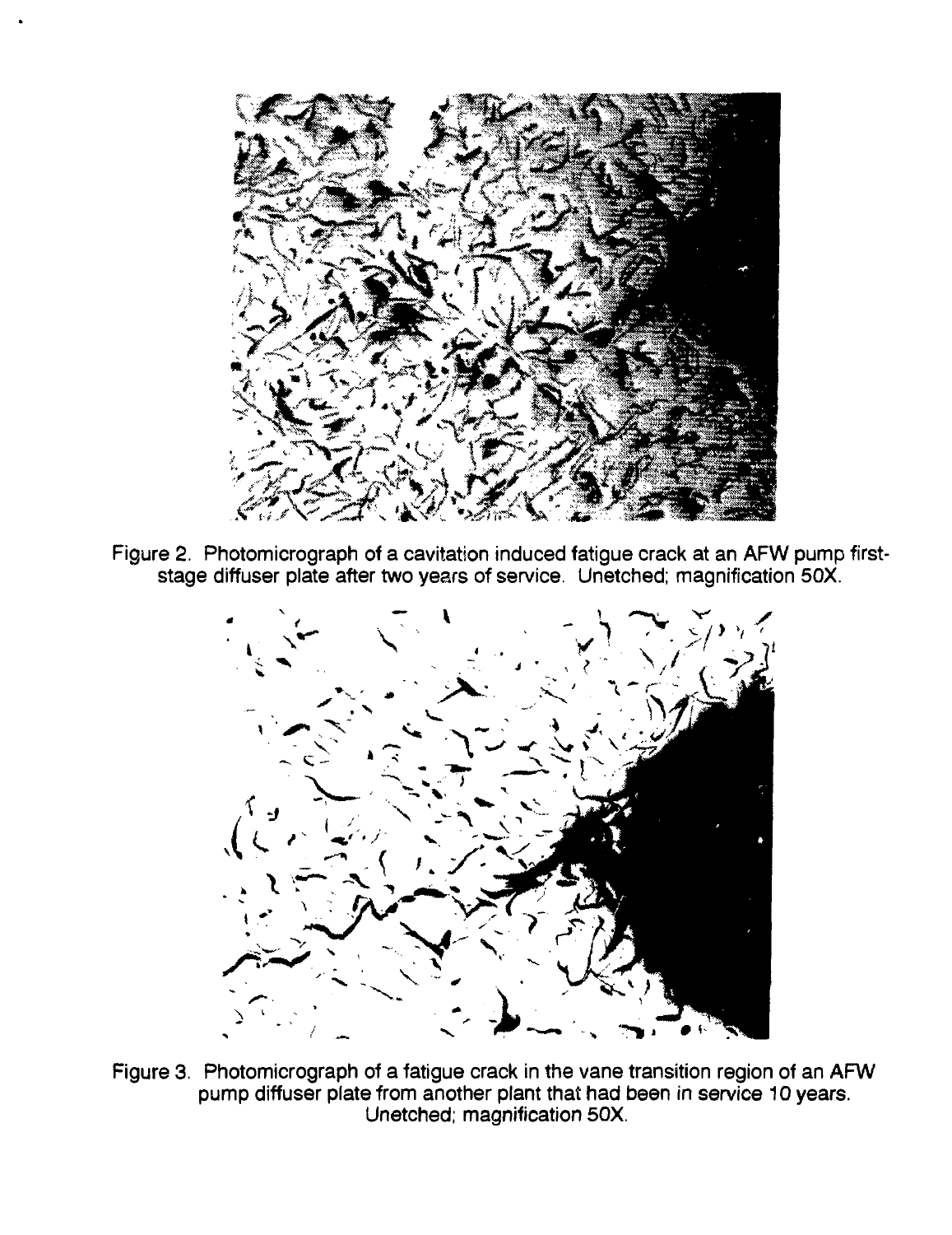Figure 2. Photomicrograph of a cavitation induced fatigue crack at an AFW pump first-stage diffuser plate after two years of service. Unetched; magnification 50X.

Figure 3. Photomicrograph of a fatigue crack in the vane transition region of an AFW pump diffuser plate from another plant that had been in service 10 years. Unetched; magnification 50X.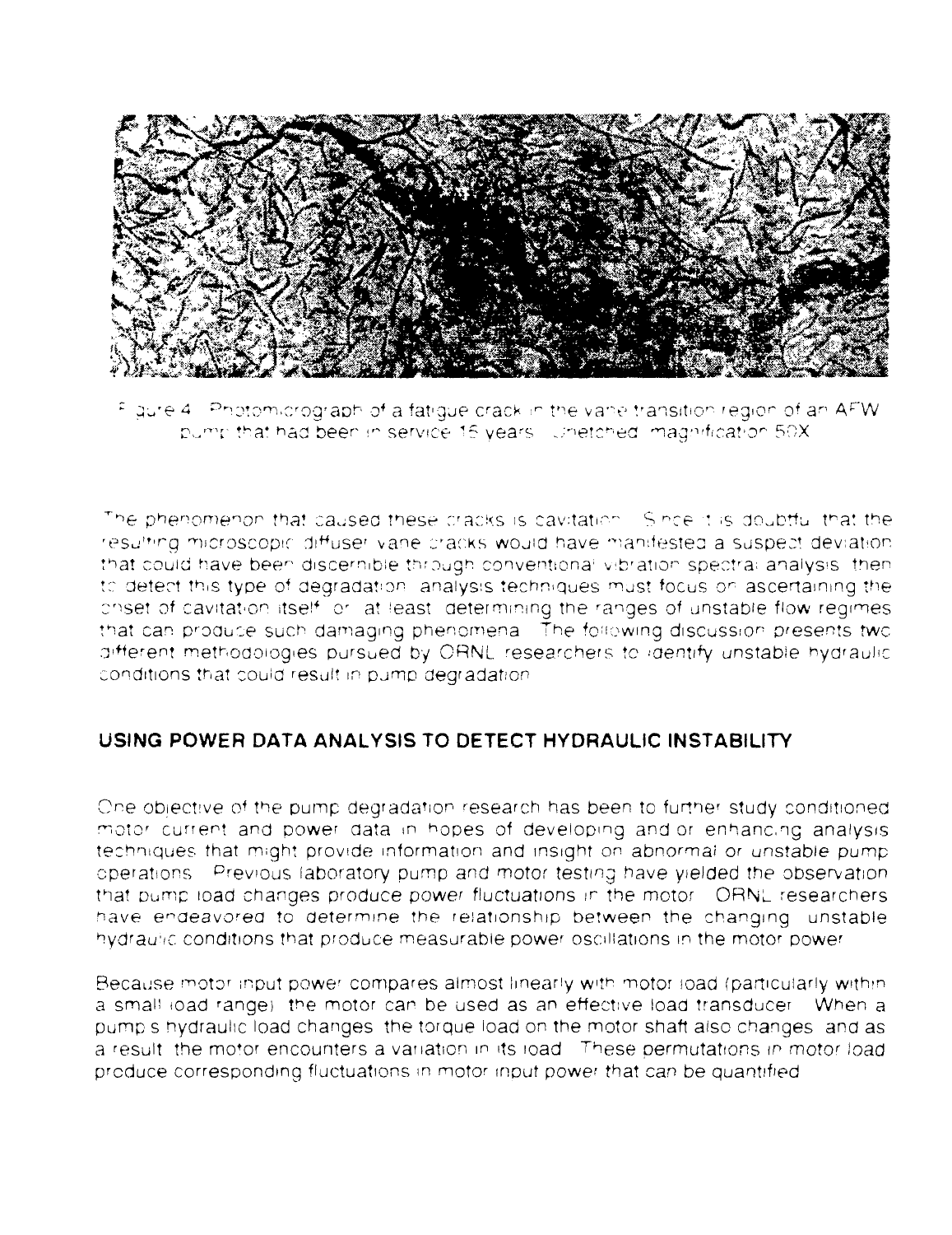Figure 4. Photomicrograph of a fatigue crack in the vane transition region of an AFW pump that had been in service 15 years. Unetched, magnification 50X.

The phenomenon that caused these cracks is cavitation. Since it is doubtful that the resulting microscopic diffuser vane cracks would have manifested a suspect deviation that could have been discernible through conventional vibration spectral analysis, then to detect this type of degradation, analysis techniques must focus on ascertaining the onset of cavitation itself, or, at least, determining the ranges of unstable flow regimes that can produce such damaging phenomena. The following discussion presents two different methodologies pursued by ORNL researchers to identify unstable hydraulic conditions that could result in pump degradation.

## USING POWER DATA ANALYSIS TO DETECT HYDRAULIC INSTABILITY

One objective of the pump degradation research has been to further study conditioned motor current and power data in hopes of developing and/or enhancing analysis techniques that might provide information and insight on abnormal or unstable pump operations. Previous laboratory pump and motor testing have yielded the observation that pump load changes produce power fluctuations in the motor. ORNL researchers have endeavored to determine the relationship between the changing, unstable hydraulic conditions that produce measurable power oscillations in the motor power.

Because motor input power compares almost linearly with motor load (particularly within a small load range), the motor can be used as an effective load transducer. When a pump's hydraulic load changes, the torque load on the motor shaft also changes, and as a result, the motor encounters a variation in its load. These permutations in motor load produce corresponding fluctuations in motor input power that can be quantified.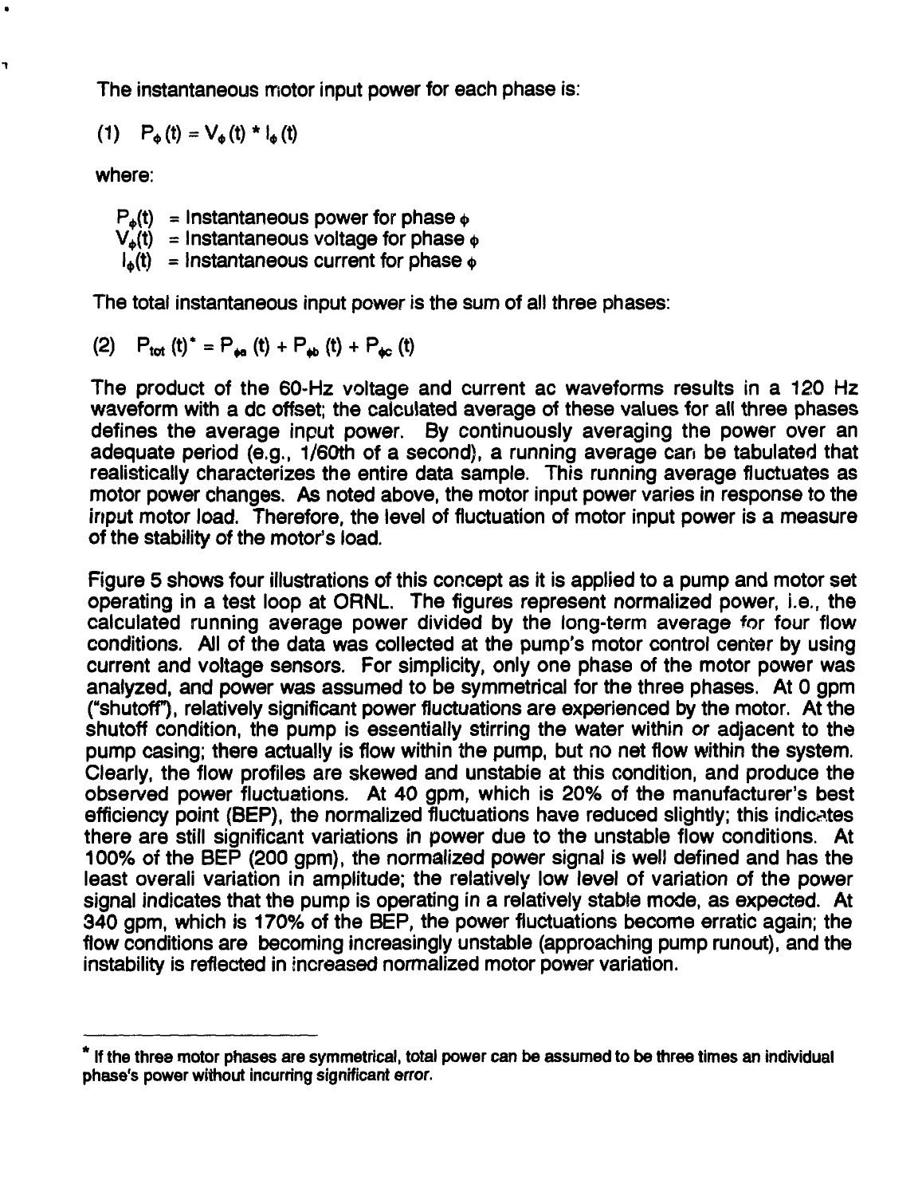The instantaneous motor input power for each phase is:

$$(1) \quad P_\phi(t) = V_\phi(t) * I_\phi(t)$$

where:

$P_\phi(t)$ = Instantaneous power for phase $\phi$
$V_\phi(t)$ = Instantaneous voltage for phase $\phi$
$I_\phi(t)$ = Instantaneous current for phase $\phi$

The total instantaneous input power is the sum of all three phases:

$$(2) \quad P_{tot}(t)^* = P_{\phi a}(t) + P_{\phi b}(t) + P_{\phi c}(t)$$

The product of the 60-Hz voltage and current ac waveforms results in a 120 Hz waveform with a dc offset; the calculated average of these values for all three phases defines the average input power. By continuously averaging the power over an adequate period (e.g., 1/60th of a second), a running average can be tabulated that realistically characterizes the entire data sample. This running average fluctuates as motor power changes. As noted above, the motor input power varies in response to the input motor load. Therefore, the level of fluctuation of motor input power is a measure of the stability of the motor's load.

Figure 5 shows four illustrations of this concept as it is applied to a pump and motor set operating in a test loop at ORNL. The figures represent normalized power, i.e., the calculated running average power divided by the long-term average for four flow conditions. All of the data was collected at the pump's motor control center by using current and voltage sensors. For simplicity, only one phase of the motor power was analyzed, and power was assumed to be symmetrical for the three phases. At 0 gpm ("shutoff"), relatively significant power fluctuations are experienced by the motor. At the shutoff condition, the pump is essentially stirring the water within or adjacent to the pump casing; there actually is flow within the pump, but no net flow within the system. Clearly, the flow profiles are skewed and unstable at this condition, and produce the observed power fluctuations. At 40 gpm, which is 20% of the manufacturer's best efficiency point (BEP), the normalized fluctuations have reduced slightly; this indicates there are still significant variations in power due to the unstable flow conditions. At 100% of the BEP (200 gpm), the normalized power signal is well defined and has the least overall variation in amplitude; the relatively low level of variation of the power signal indicates that the pump is operating in a relatively stable mode, as expected. At 340 gpm, which is 170% of the BEP, the power fluctuations become erratic again; the flow conditions are becoming increasingly unstable (approaching pump runout), and the instability is reflected in increased normalized motor power variation.

---

**\* If the three motor phases are symmetrical, total power can be assumed to be three times an individual phase's power without incurring significant error.**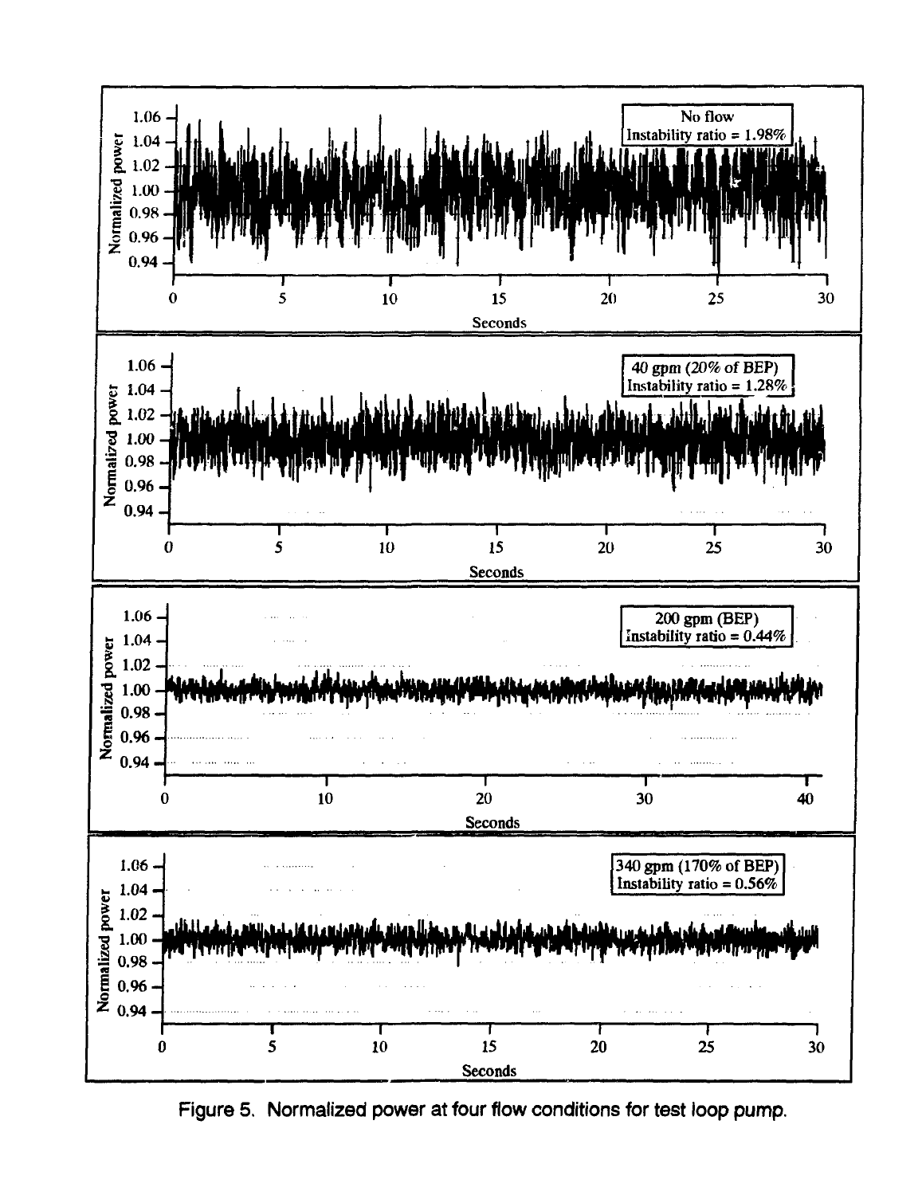Figure 5. Normalized power at four flow conditions for test loop pump.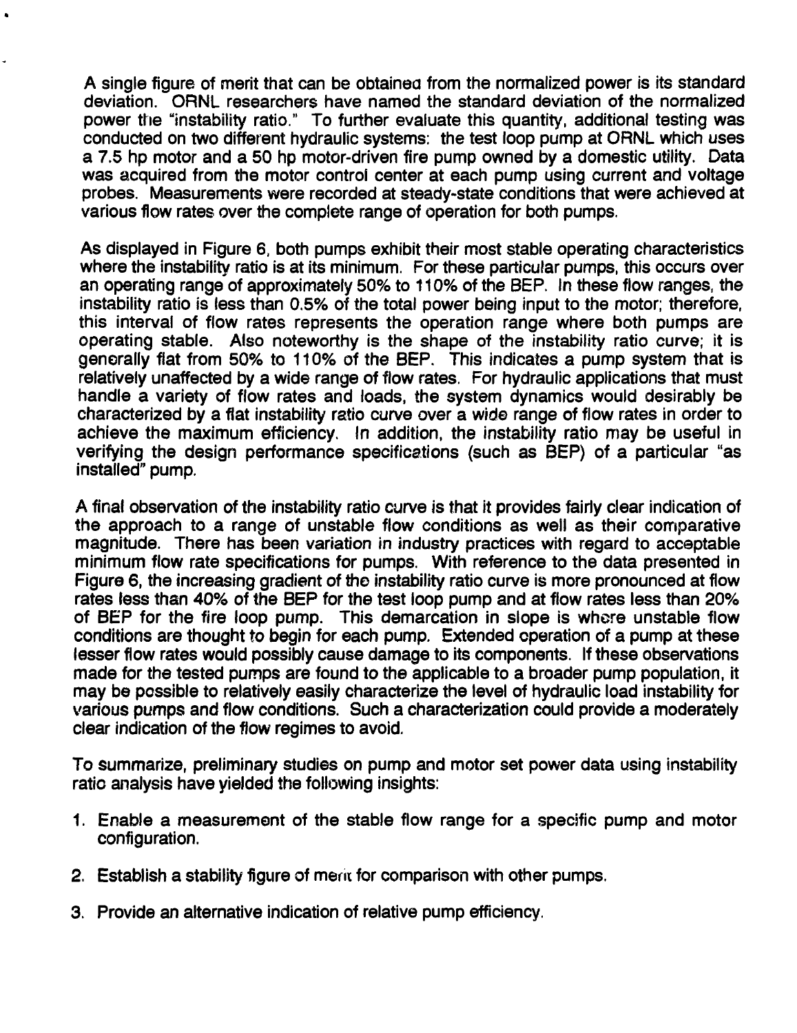A single figure of merit that can be obtained from the normalized power is its standard deviation. ORNL researchers have named the standard deviation of the normalized power the "instability ratio." To further evaluate this quantity, additional testing was conducted on two different hydraulic systems: the test loop pump at ORNL which uses a 7.5 hp motor and a 50 hp motor-driven fire pump owned by a domestic utility. Data was acquired from the motor control center at each pump using current and voltage probes. Measurements were recorded at steady-state conditions that were achieved at various flow rates over the complete range of operation for both pumps.

As displayed in Figure 6, both pumps exhibit their most stable operating characteristics where the instability ratio is at its minimum. For these particular pumps, this occurs over an operating range of approximately 50% to 110% of the BEP. In these flow ranges, the instability ratio is less than 0.5% of the total power being input to the motor; therefore, this interval of flow rates represents the operation range where both pumps are operating stable. Also noteworthy is the shape of the instability ratio curve; it is generally flat from 50% to 110% of the BEP. This indicates a pump system that is relatively unaffected by a wide range of flow rates. For hydraulic applications that must handle a variety of flow rates and loads, the system dynamics would desirably be characterized by a flat instability ratio curve over a wide range of flow rates in order to achieve the maximum efficiency. In addition, the instability ratio may be useful in verifying the design performance specifications (such as BEP) of a particular "as installed" pump.

A final observation of the instability ratio curve is that it provides fairly clear indication of the approach to a range of unstable flow conditions as well as their comparative magnitude. There has been variation in industry practices with regard to acceptable minimum flow rate specifications for pumps. With reference to the data presented in Figure 6, the increasing gradient of the instability ratio curve is more pronounced at flow rates less than 40% of the BEP for the test loop pump and at flow rates less than 20% of BEP for the fire loop pump. This demarcation in slope is where unstable flow conditions are thought to begin for each pump. Extended operation of a pump at these lesser flow rates would possibly cause damage to its components. If these observations made for the tested pumps are found to the applicable to a broader pump population, it may be possible to relatively easily characterize the level of hydraulic load instability for various pumps and flow conditions. Such a characterization could provide a moderately clear indication of the flow regimes to avoid.

To summarize, preliminary studies on pump and motor set power data using instability ratio analysis have yielded the following insights:

1. Enable a measurement of the stable flow range for a specific pump and motor configuration.

2. Establish a stability figure of merit for comparison with other pumps.

3. Provide an alternative indication of relative pump efficiency.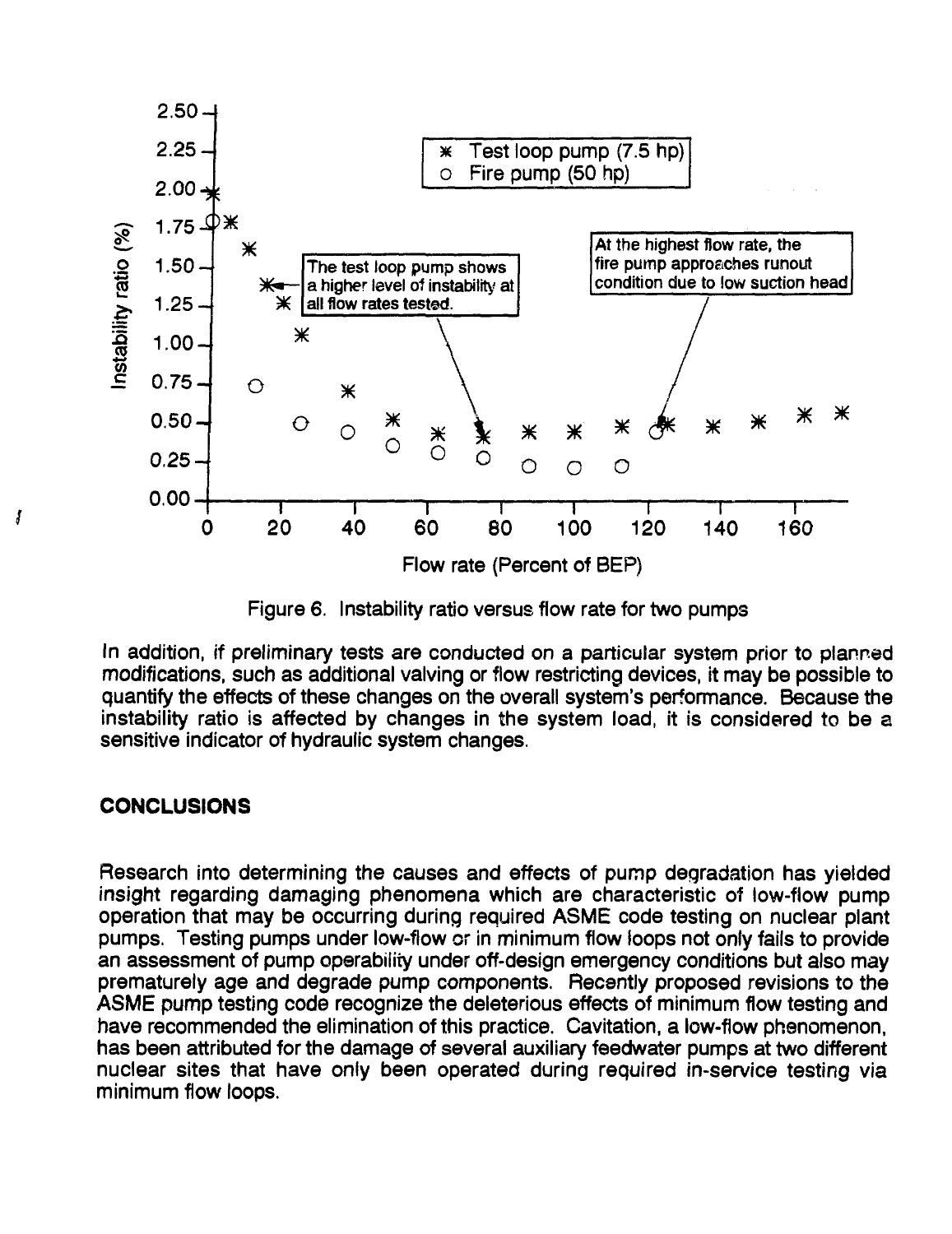Figure 6. Instability ratio versus flow rate for two pumps

In addition, if preliminary tests are conducted on a particular system prior to planned modifications, such as additional valving or flow restricting devices, it may be possible to quantify the effects of these changes on the overall system's performance. Because the instability ratio is affected by changes in the system load, it is considered to be a sensitive indicator of hydraulic system changes.

## CONCLUSIONS

Research into determining the causes and effects of pump degradation has yielded insight regarding damaging phenomena which are characteristic of low-flow pump operation that may be occurring during required ASME code testing on nuclear plant pumps. Testing pumps under low-flow or in minimum flow loops not only fails to provide an assessment of pump operability under off-design emergency conditions but also may prematurely age and degrade pump components. Recently proposed revisions to the ASME pump testing code recognize the deleterious effects of minimum flow testing and have recommended the elimination of this practice. Cavitation, a low-flow phenomenon, has been attributed for the damage of several auxiliary feedwater pumps at two different nuclear sites that have only been operated during required in-service testing via minimum flow loops.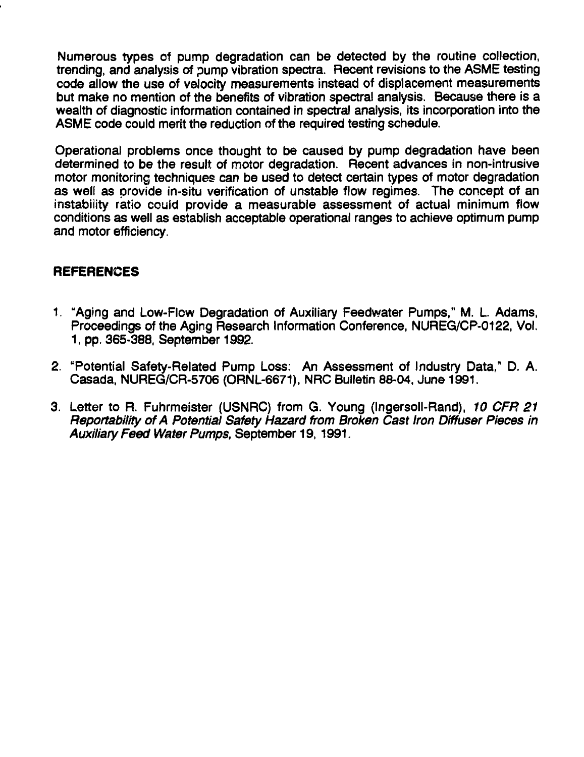Numerous types of pump degradation can be detected by the routine collection, trending, and analysis of pump vibration spectra. Recent revisions to the ASME testing code allow the use of velocity measurements instead of displacement measurements but make no mention of the benefits of vibration spectral analysis. Because there is a wealth of diagnostic information contained in spectral analysis, its incorporation into the ASME code could merit the reduction of the required testing schedule.

Operational problems once thought to be caused by pump degradation have been determined to be the result of motor degradation. Recent advances in non-intrusive motor monitoring techniques can be used to detect certain types of motor degradation as well as provide in-situ verification of unstable flow regimes. The concept of an instability ratio could provide a measurable assessment of actual minimum flow conditions as well as establish acceptable operational ranges to achieve optimum pump and motor efficiency.

## REFERENCES

1. "Aging and Low-Flow Degradation of Auxiliary Feedwater Pumps," M. L. Adams, Proceedings of the Aging Research Information Conference, NUREG/CP-0122, Vol. 1, pp. 365-388, September 1992.

2. "Potential Safety-Related Pump Loss: An Assessment of Industry Data," D. A. Casada, NUREG/CR-5706 (ORNL-6671), NRC Bulletin 88-04, June 1991.

3. Letter to R. Fuhrmeister (USNRC) from G. Young (Ingersoll-Rand), *10 CFR 21 Reportability of A Potential Safety Hazard from Broken Cast Iron Diffuser Pieces in Auxiliary Feed Water Pumps,* September 19, 1991.